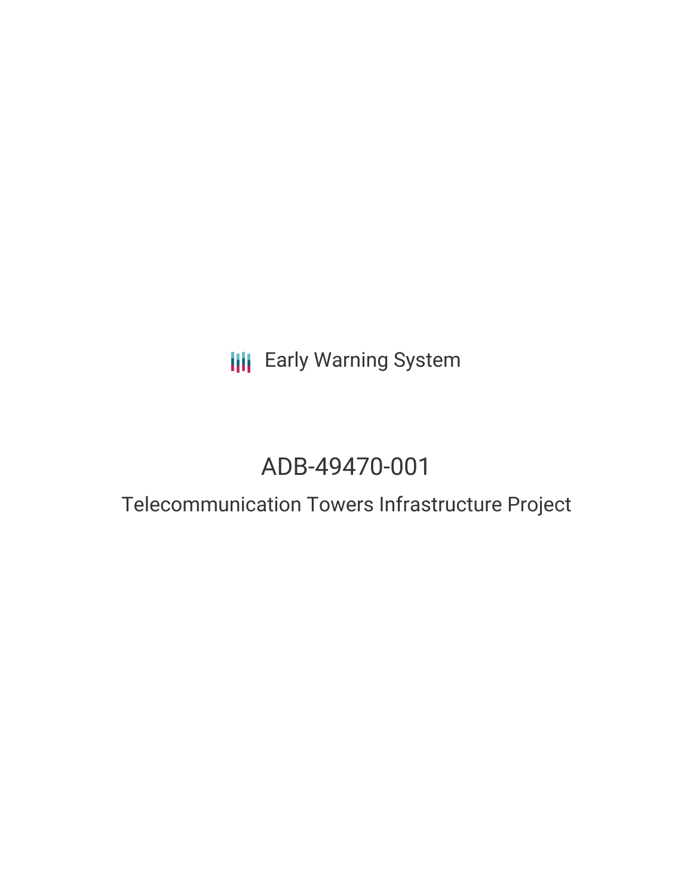Early Warning System

# ADB-49470-001

## Telecommunication Towers Infrastructure Project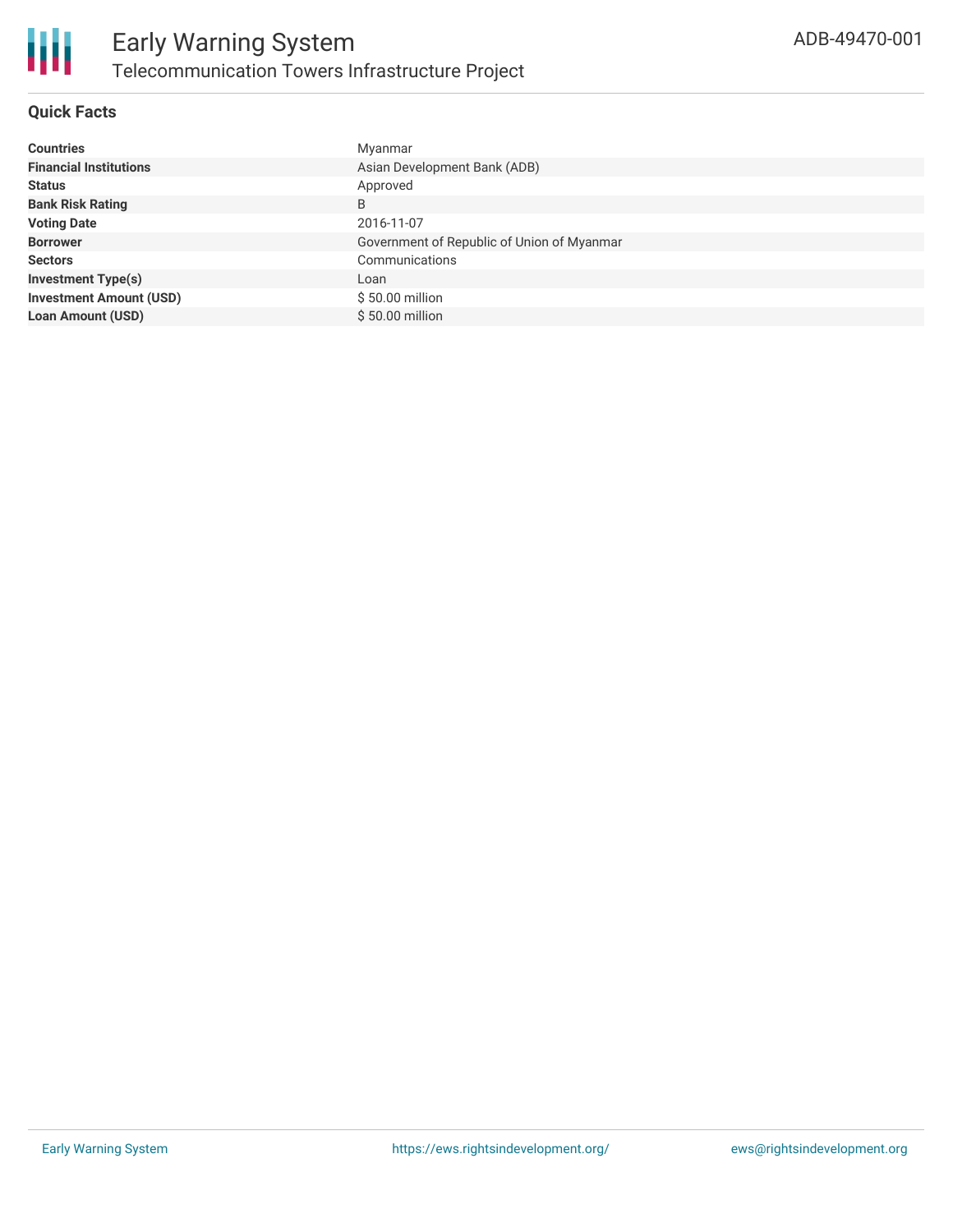# Early Warning System

## Telecommunication Towers Infrastructure Project

ADB-49470-001

### Quick Facts

| | |
|---|---|
| **Countries** | Myanmar |
| **Financial Institutions** | Asian Development Bank (ADB) |
| **Status** | Approved |
| **Bank Risk Rating** | B |
| **Voting Date** | 2016-11-07 |
| **Borrower** | Government of Republic of Union of Myanmar |
| **Sectors** | Communications |
| **Investment Type(s)** | Loan |
| **Investment Amount (USD)** | $ 50.00 million |
| **Loan Amount (USD)** | $ 50.00 million |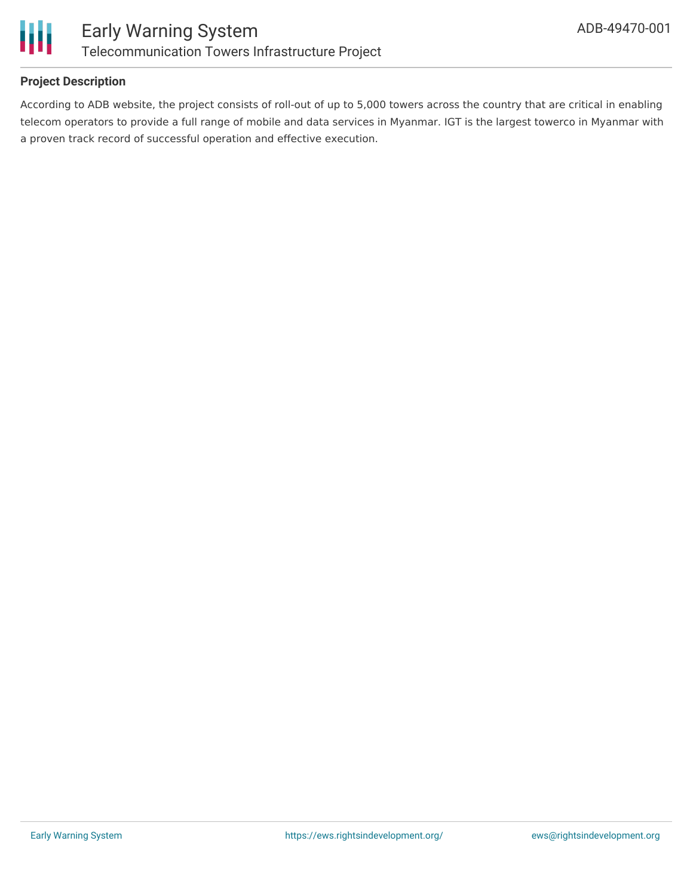**Project Description**

According to ADB website, the project consists of roll-out of up to 5,000 towers across the country that are critical in enabling telecom operators to provide a full range of mobile and data services in Myanmar. IGT is the largest towerco in Myanmar with a proven track record of successful operation and effective execution.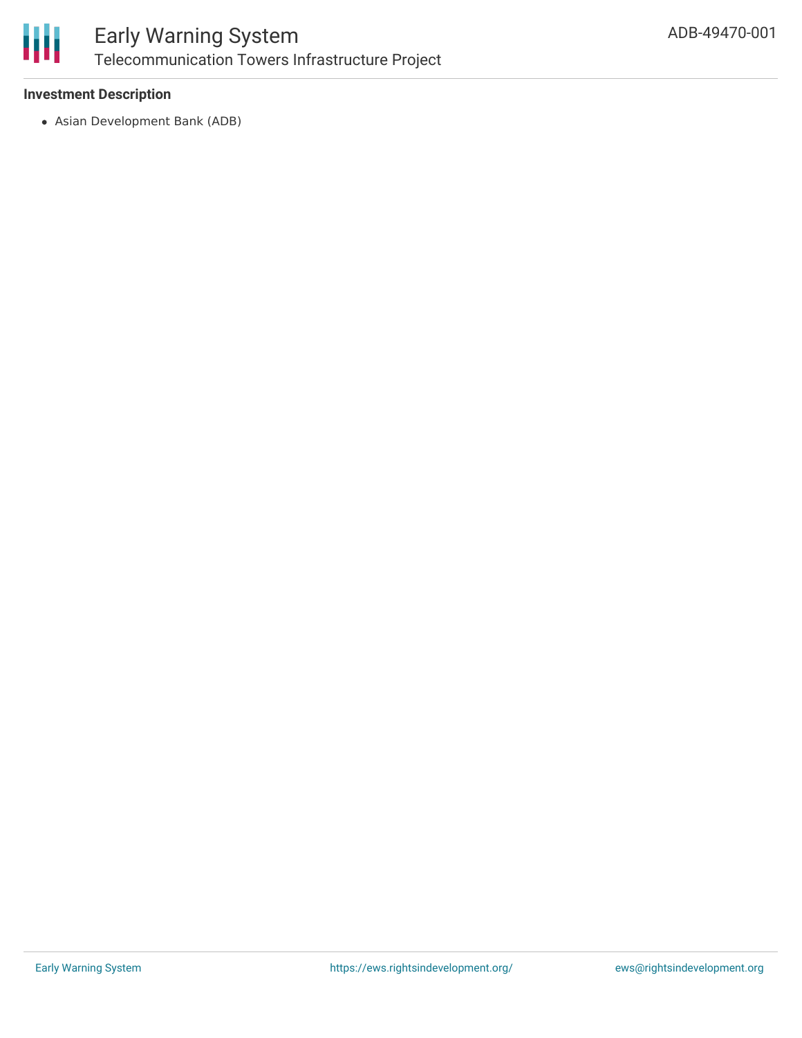### Investment Description

- Asian Development Bank (ADB)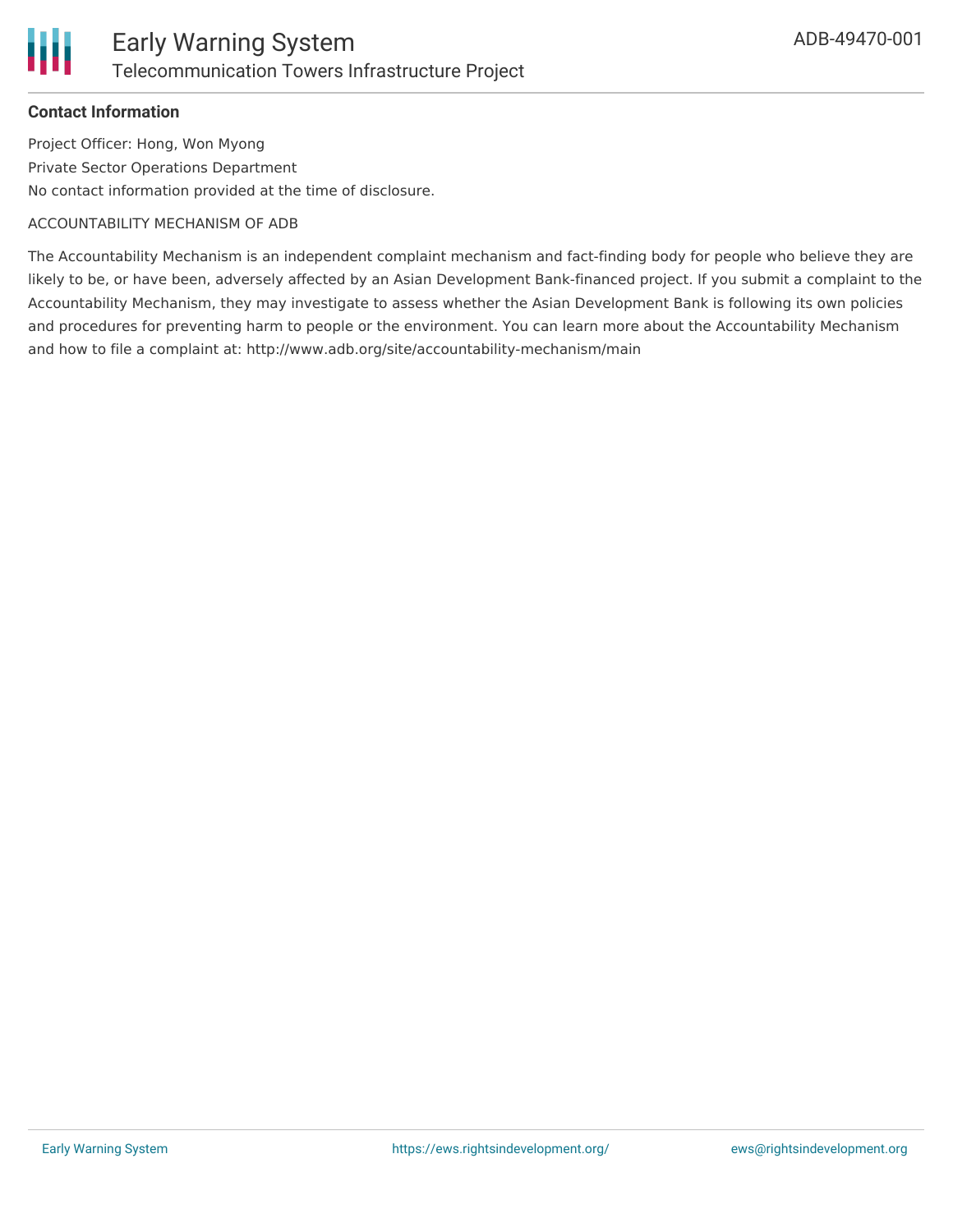**Contact Information**

Project Officer: Hong, Won Myong

Private Sector Operations Department

No contact information provided at the time of disclosure.

ACCOUNTABILITY MECHANISM OF ADB

The Accountability Mechanism is an independent complaint mechanism and fact-finding body for people who believe they are likely to be, or have been, adversely affected by an Asian Development Bank-financed project. If you submit a complaint to the Accountability Mechanism, they may investigate to assess whether the Asian Development Bank is following its own policies and procedures for preventing harm to people or the environment. You can learn more about the Accountability Mechanism and how to file a complaint at: http://www.adb.org/site/accountability-mechanism/main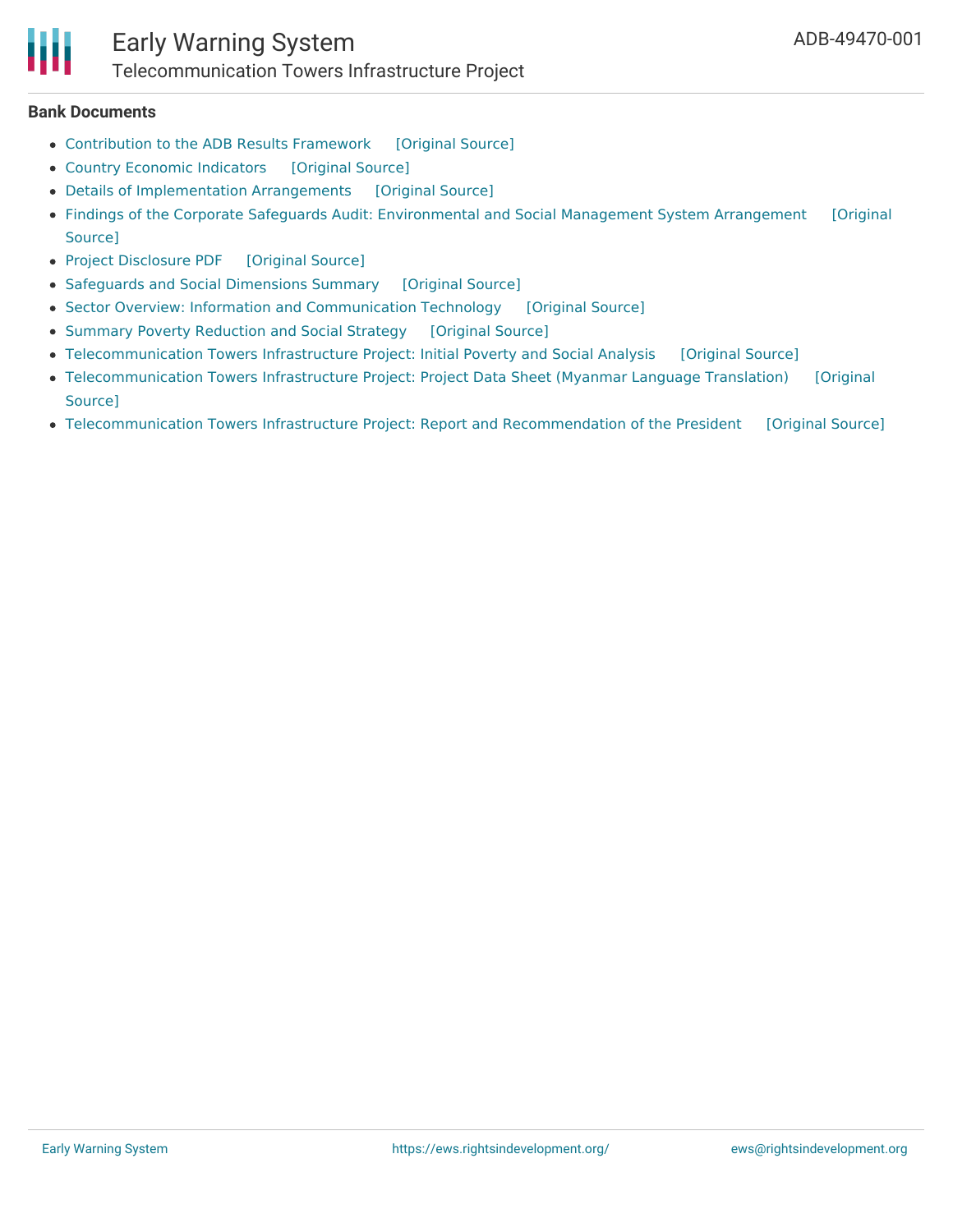**Bank Documents**

- Contribution to the ADB Results Framework [Original Source]
- Country Economic Indicators [Original Source]
- Details of Implementation Arrangements [Original Source]
- Findings of the Corporate Safeguards Audit: Environmental and Social Management System Arrangement [Original Source]
- Project Disclosure PDF [Original Source]
- Safeguards and Social Dimensions Summary [Original Source]
- Sector Overview: Information and Communication Technology [Original Source]
- Summary Poverty Reduction and Social Strategy [Original Source]
- Telecommunication Towers Infrastructure Project: Initial Poverty and Social Analysis [Original Source]
- Telecommunication Towers Infrastructure Project: Project Data Sheet (Myanmar Language Translation) [Original Source]
- Telecommunication Towers Infrastructure Project: Report and Recommendation of the President [Original Source]